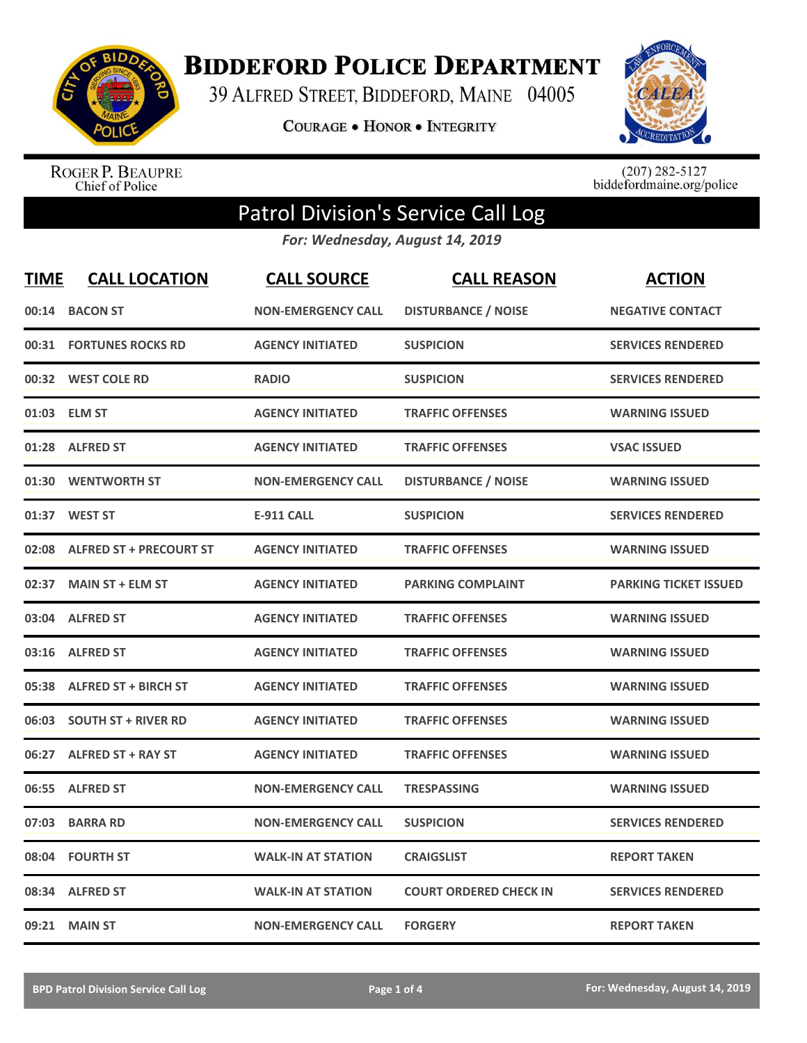# Biddeford Police Department

39 Alfred Street, Biddeford, Maine 04005

Courage • Honor • Integrity

Roger P. Beaupre
Chief of Police

(207) 282-5127
biddefordmaine.org/police

## Patrol Division's Service Call Log

*For: Wednesday, August 14, 2019*

| TIME | CALL LOCATION | CALL SOURCE | CALL REASON | ACTION |
|---|---|---|---|---|
| 00:14 | BACON ST | NON-EMERGENCY CALL | DISTURBANCE / NOISE | NEGATIVE CONTACT |
| 00:31 | FORTUNES ROCKS RD | AGENCY INITIATED | SUSPICION | SERVICES RENDERED |
| 00:32 | WEST COLE RD | RADIO | SUSPICION | SERVICES RENDERED |
| 01:03 | ELM ST | AGENCY INITIATED | TRAFFIC OFFENSES | WARNING ISSUED |
| 01:28 | ALFRED ST | AGENCY INITIATED | TRAFFIC OFFENSES | VSAC ISSUED |
| 01:30 | WENTWORTH ST | NON-EMERGENCY CALL | DISTURBANCE / NOISE | WARNING ISSUED |
| 01:37 | WEST ST | E-911 CALL | SUSPICION | SERVICES RENDERED |
| 02:08 | ALFRED ST + PRECOURT ST | AGENCY INITIATED | TRAFFIC OFFENSES | WARNING ISSUED |
| 02:37 | MAIN ST + ELM ST | AGENCY INITIATED | PARKING COMPLAINT | PARKING TICKET ISSUED |
| 03:04 | ALFRED ST | AGENCY INITIATED | TRAFFIC OFFENSES | WARNING ISSUED |
| 03:16 | ALFRED ST | AGENCY INITIATED | TRAFFIC OFFENSES | WARNING ISSUED |
| 05:38 | ALFRED ST + BIRCH ST | AGENCY INITIATED | TRAFFIC OFFENSES | WARNING ISSUED |
| 06:03 | SOUTH ST + RIVER RD | AGENCY INITIATED | TRAFFIC OFFENSES | WARNING ISSUED |
| 06:27 | ALFRED ST + RAY ST | AGENCY INITIATED | TRAFFIC OFFENSES | WARNING ISSUED |
| 06:55 | ALFRED ST | NON-EMERGENCY CALL | TRESPASSING | WARNING ISSUED |
| 07:03 | BARRA RD | NON-EMERGENCY CALL | SUSPICION | SERVICES RENDERED |
| 08:04 | FOURTH ST | WALK-IN AT STATION | CRAIGSLIST | REPORT TAKEN |
| 08:34 | ALFRED ST | WALK-IN AT STATION | COURT ORDERED CHECK IN | SERVICES RENDERED |
| 09:21 | MAIN ST | NON-EMERGENCY CALL | FORGERY | REPORT TAKEN |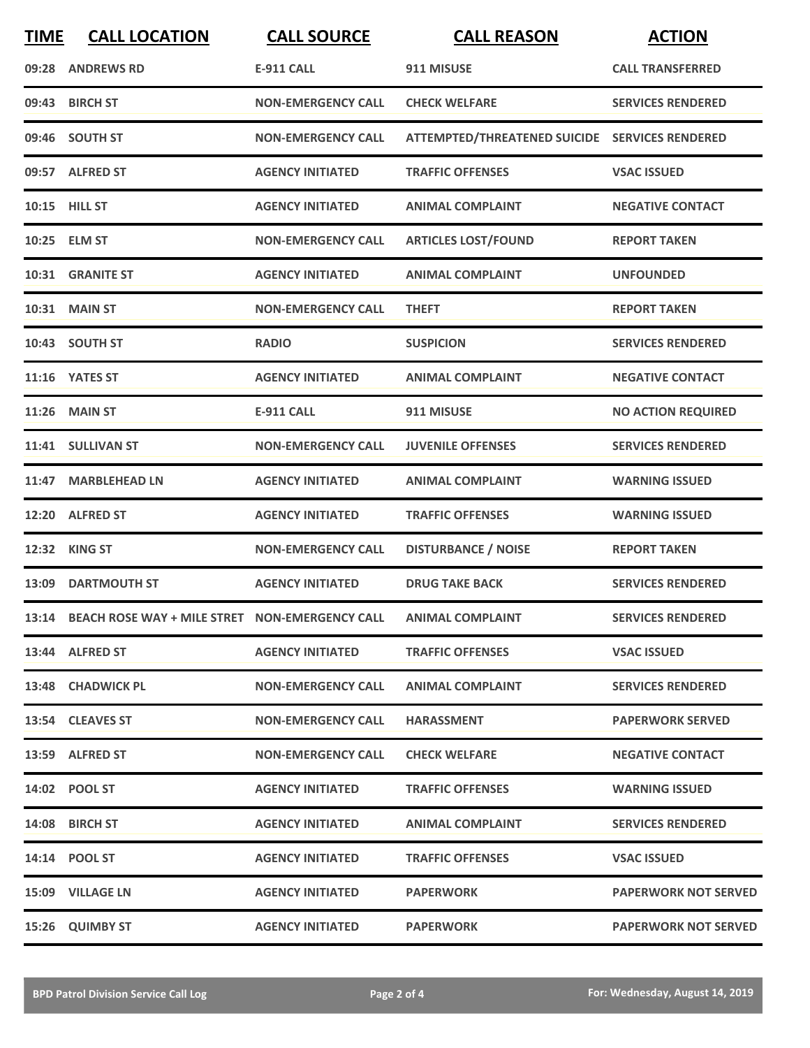| TIME | CALL LOCATION | CALL SOURCE | CALL REASON | ACTION |
|---|---|---|---|---|
| 09:28 | ANDREWS RD | E-911 CALL | 911 MISUSE | CALL TRANSFERRED |
| 09:43 | BIRCH ST | NON-EMERGENCY CALL | CHECK WELFARE | SERVICES RENDERED |
| 09:46 | SOUTH ST | NON-EMERGENCY CALL | ATTEMPTED/THREATENED SUICIDE | SERVICES RENDERED |
| 09:57 | ALFRED ST | AGENCY INITIATED | TRAFFIC OFFENSES | VSAC ISSUED |
| 10:15 | HILL ST | AGENCY INITIATED | ANIMAL COMPLAINT | NEGATIVE CONTACT |
| 10:25 | ELM ST | NON-EMERGENCY CALL | ARTICLES LOST/FOUND | REPORT TAKEN |
| 10:31 | GRANITE ST | AGENCY INITIATED | ANIMAL COMPLAINT | UNFOUNDED |
| 10:31 | MAIN ST | NON-EMERGENCY CALL | THEFT | REPORT TAKEN |
| 10:43 | SOUTH ST | RADIO | SUSPICION | SERVICES RENDERED |
| 11:16 | YATES ST | AGENCY INITIATED | ANIMAL COMPLAINT | NEGATIVE CONTACT |
| 11:26 | MAIN ST | E-911 CALL | 911 MISUSE | NO ACTION REQUIRED |
| 11:41 | SULLIVAN ST | NON-EMERGENCY CALL | JUVENILE OFFENSES | SERVICES RENDERED |
| 11:47 | MARBLEHEAD LN | AGENCY INITIATED | ANIMAL COMPLAINT | WARNING ISSUED |
| 12:20 | ALFRED ST | AGENCY INITIATED | TRAFFIC OFFENSES | WARNING ISSUED |
| 12:32 | KING ST | NON-EMERGENCY CALL | DISTURBANCE / NOISE | REPORT TAKEN |
| 13:09 | DARTMOUTH ST | AGENCY INITIATED | DRUG TAKE BACK | SERVICES RENDERED |
| 13:14 | BEACH ROSE WAY + MILE STRET | NON-EMERGENCY CALL | ANIMAL COMPLAINT | SERVICES RENDERED |
| 13:44 | ALFRED ST | AGENCY INITIATED | TRAFFIC OFFENSES | VSAC ISSUED |
| 13:48 | CHADWICK PL | NON-EMERGENCY CALL | ANIMAL COMPLAINT | SERVICES RENDERED |
| 13:54 | CLEAVES ST | NON-EMERGENCY CALL | HARASSMENT | PAPERWORK SERVED |
| 13:59 | ALFRED ST | NON-EMERGENCY CALL | CHECK WELFARE | NEGATIVE CONTACT |
| 14:02 | POOL ST | AGENCY INITIATED | TRAFFIC OFFENSES | WARNING ISSUED |
| 14:08 | BIRCH ST | AGENCY INITIATED | ANIMAL COMPLAINT | SERVICES RENDERED |
| 14:14 | POOL ST | AGENCY INITIATED | TRAFFIC OFFENSES | VSAC ISSUED |
| 15:09 | VILLAGE LN | AGENCY INITIATED | PAPERWORK | PAPERWORK NOT SERVED |
| 15:26 | QUIMBY ST | AGENCY INITIATED | PAPERWORK | PAPERWORK NOT SERVED |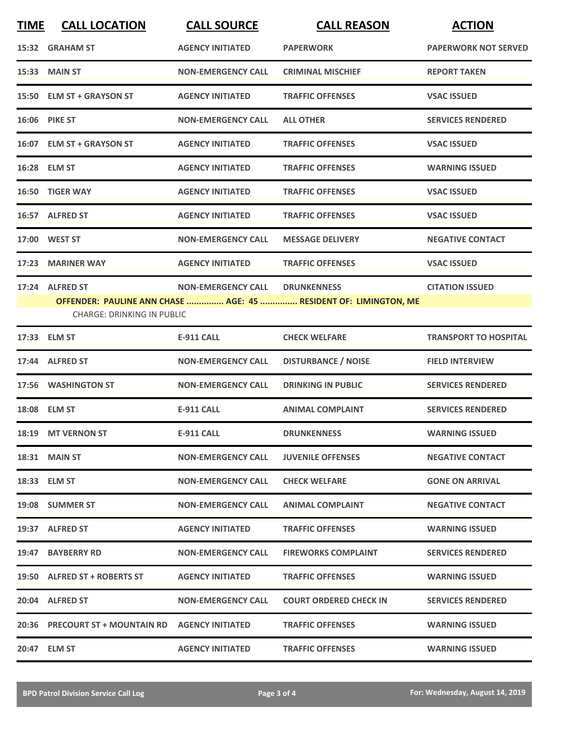| TIME | CALL LOCATION | CALL SOURCE | CALL REASON | ACTION |
|---|---|---|---|---|
| 15:32 | GRAHAM ST | AGENCY INITIATED | PAPERWORK | PAPERWORK NOT SERVED |
| 15:33 | MAIN ST | NON-EMERGENCY CALL | CRIMINAL MISCHIEF | REPORT TAKEN |
| 15:50 | ELM ST + GRAYSON ST | AGENCY INITIATED | TRAFFIC OFFENSES | VSAC ISSUED |
| 16:06 | PIKE ST | NON-EMERGENCY CALL | ALL OTHER | SERVICES RENDERED |
| 16:07 | ELM ST + GRAYSON ST | AGENCY INITIATED | TRAFFIC OFFENSES | VSAC ISSUED |
| 16:28 | ELM ST | AGENCY INITIATED | TRAFFIC OFFENSES | WARNING ISSUED |
| 16:50 | TIGER WAY | AGENCY INITIATED | TRAFFIC OFFENSES | VSAC ISSUED |
| 16:57 | ALFRED ST | AGENCY INITIATED | TRAFFIC OFFENSES | VSAC ISSUED |
| 17:00 | WEST ST | NON-EMERGENCY CALL | MESSAGE DELIVERY | NEGATIVE CONTACT |
| 17:23 | MARINER WAY | AGENCY INITIATED | TRAFFIC OFFENSES | VSAC ISSUED |
| 17:24 | ALFRED ST | NON-EMERGENCY CALL | DRUNKENNESS | CITATION ISSUED |
| | OFFENDER: PAULINE ANN CHASE ............... AGE: 45 ............... RESIDENT OF: LIMINGTON, ME<br>CHARGE: DRINKING IN PUBLIC | | | |
| 17:33 | ELM ST | E-911 CALL | CHECK WELFARE | TRANSPORT TO HOSPITAL |
| 17:44 | ALFRED ST | NON-EMERGENCY CALL | DISTURBANCE / NOISE | FIELD INTERVIEW |
| 17:56 | WASHINGTON ST | NON-EMERGENCY CALL | DRINKING IN PUBLIC | SERVICES RENDERED |
| 18:08 | ELM ST | E-911 CALL | ANIMAL COMPLAINT | SERVICES RENDERED |
| 18:19 | MT VERNON ST | E-911 CALL | DRUNKENNESS | WARNING ISSUED |
| 18:31 | MAIN ST | NON-EMERGENCY CALL | JUVENILE OFFENSES | NEGATIVE CONTACT |
| 18:33 | ELM ST | NON-EMERGENCY CALL | CHECK WELFARE | GONE ON ARRIVAL |
| 19:08 | SUMMER ST | NON-EMERGENCY CALL | ANIMAL COMPLAINT | NEGATIVE CONTACT |
| 19:37 | ALFRED ST | AGENCY INITIATED | TRAFFIC OFFENSES | WARNING ISSUED |
| 19:47 | BAYBERRY RD | NON-EMERGENCY CALL | FIREWORKS COMPLAINT | SERVICES RENDERED |
| 19:50 | ALFRED ST + ROBERTS ST | AGENCY INITIATED | TRAFFIC OFFENSES | WARNING ISSUED |
| 20:04 | ALFRED ST | NON-EMERGENCY CALL | COURT ORDERED CHECK IN | SERVICES RENDERED |
| 20:36 | PRECOURT ST + MOUNTAIN RD | AGENCY INITIATED | TRAFFIC OFFENSES | WARNING ISSUED |
| 20:47 | ELM ST | AGENCY INITIATED | TRAFFIC OFFENSES | WARNING ISSUED |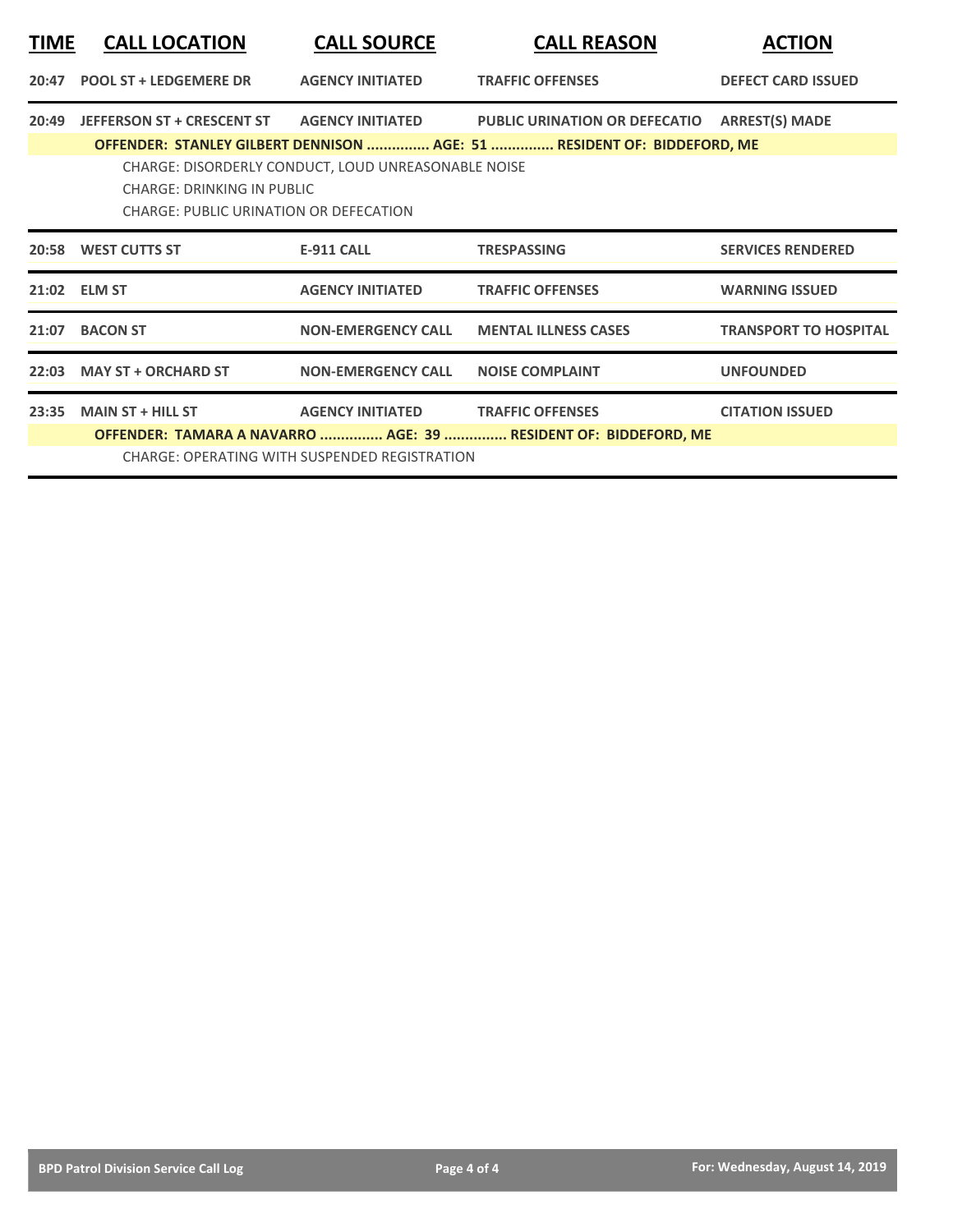| TIME | CALL LOCATION | CALL SOURCE | CALL REASON | ACTION |
|---|---|---|---|---|
| 20:47 | POOL ST + LEDGEMERE DR | AGENCY INITIATED | TRAFFIC OFFENSES | DEFECT CARD ISSUED |
| 20:49 | JEFFERSON ST + CRESCENT ST | AGENCY INITIATED | PUBLIC URINATION OR DEFECATIO | ARREST(S) MADE |

**OFFENDER: STANLEY GILBERT DENNISON ............... AGE: 51 ............... RESIDENT OF: BIDDEFORD, ME**

CHARGE: DISORDERLY CONDUCT, LOUD UNREASONABLE NOISE
CHARGE: DRINKING IN PUBLIC
CHARGE: PUBLIC URINATION OR DEFECATION

| TIME | CALL LOCATION | CALL SOURCE | CALL REASON | ACTION |
|---|---|---|---|---|
| 20:58 | WEST CUTTS ST | E-911 CALL | TRESPASSING | SERVICES RENDERED |
| 21:02 | ELM ST | AGENCY INITIATED | TRAFFIC OFFENSES | WARNING ISSUED |
| 21:07 | BACON ST | NON-EMERGENCY CALL | MENTAL ILLNESS CASES | TRANSPORT TO HOSPITAL |
| 22:03 | MAY ST + ORCHARD ST | NON-EMERGENCY CALL | NOISE COMPLAINT | UNFOUNDED |
| 23:35 | MAIN ST + HILL ST | AGENCY INITIATED | TRAFFIC OFFENSES | CITATION ISSUED |

**OFFENDER: TAMARA A NAVARRO ............... AGE: 39 ............... RESIDENT OF: BIDDEFORD, ME**

CHARGE: OPERATING WITH SUSPENDED REGISTRATION